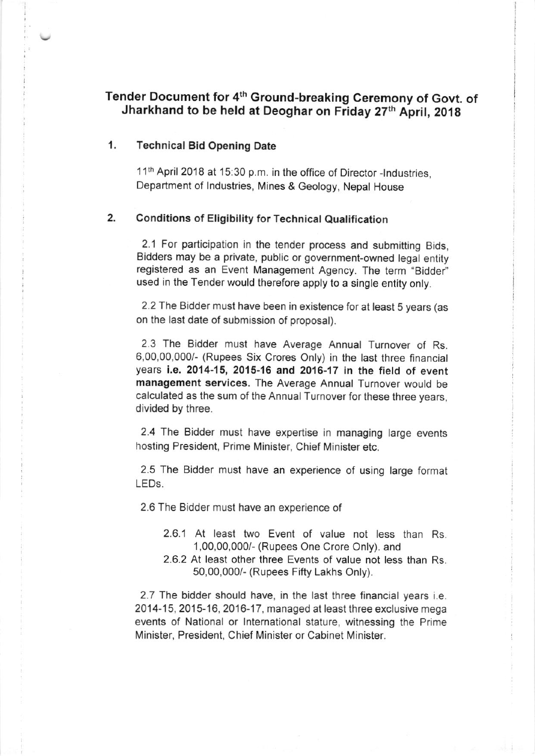# Tender Document for 4th Ground-breaking Ceremony of Govt. of Jharkhand to be held at Deoghar on Friday 27th April, 2018

## 1. Technical Bid Opening Date

11th April 2018 at 15:30 p.m. in the office of Director -Industries, Department of Industries, Mines & Geology, Nepal House

## 2. Conditions of Eligibility for Technical Qualification

2.1 For participation in the tender process and submitting Bids, Bidders may be a private, public or government-owned legal entity registered as an Event Management Agency. The term "Bidder" used in the Tender would therefore apply to a single entity only.

2.2 The Bidder must have been in existence for at least 5 years (as on the last date of submission of proposal).

2.3 The Bidder must have Average Annual Turnover of Rs. 6,00,00,000/- (Rupees Six Crores Only) in the last three financial years **i.e. 2014-15, 2015-16 and 2016-17 in the field of event management services.** The Average Annual Turnover would be calculated as the sum of the Annual Turnover for these three years, divided by three.

2.4 The Bidder must have expertise in managing large events hosting President, Prime Minister, Chief Minister etc.

2.5 The Bidder must have an experience of using large format LEDs.

2.6 The Bidder must have an experience of

- 2.6.1 At least two Event of value not less than Rs. 1,00,00,000/- (Rupees One Crore Only). and
- 2.6.2 At least other three Events of value not less than Rs. 50,00,000/- (Rupees Fifty Lakhs Only).

2.7 The bidder should have, in the last three financial years i.e. 2014-15, 2015-16, 2016-17, managed at least three exclusive mega events of National or International stature, witnessing the Prime Minister, President, Chief Minister or Cabinet Minister.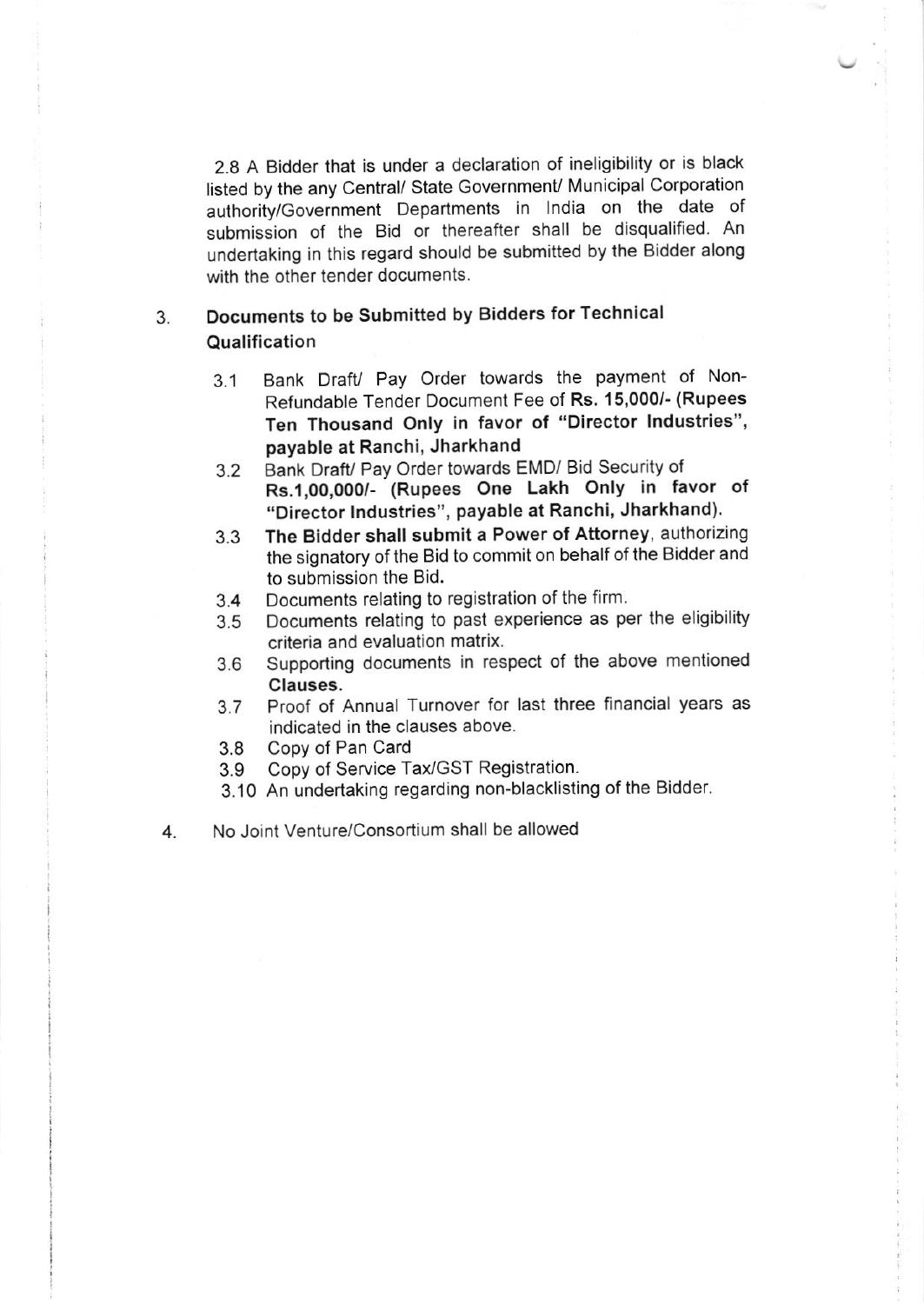2.8 A Bidder that is under a declaration of ineligibility or is black listed by the any Central/ State Government/ Municipal Corporation authority/Government Departments in India on the date of submission of the Bid or thereafter shall be disqualified. An undertaking in this regard should be submitted by the Bidder along with the other tender documents.

3. **Documents to be Submitted by Bidders for Technical Qualification**

   3.1 Bank Draft/ Pay Order towards the payment of Non-Refundable Tender Document Fee of **Rs. 15,000/- (Rupees Ten Thousand Only in favor of "Director Industries", payable at Ranchi, Jharkhand**

   3.2 Bank Draft/ Pay Order towards EMD/ Bid Security of **Rs.1,00,000/- (Rupees One Lakh Only in favor of "Director Industries", payable at Ranchi, Jharkhand).**

   3.3 **The Bidder shall submit a Power of Attorney**, authorizing the signatory of the Bid to commit on behalf of the Bidder and to submission the Bid.

   3.4 Documents relating to registration of the firm.

   3.5 Documents relating to past experience as per the eligibility criteria and evaluation matrix.

   3.6 Supporting documents in respect of the above mentioned **Clauses.**

   3.7 Proof of Annual Turnover for last three financial years as indicated in the clauses above.

   3.8 Copy of Pan Card

   3.9 Copy of Service Tax/GST Registration.

   3.10 An undertaking regarding non-blacklisting of the Bidder.

4. No Joint Venture/Consortium shall be allowed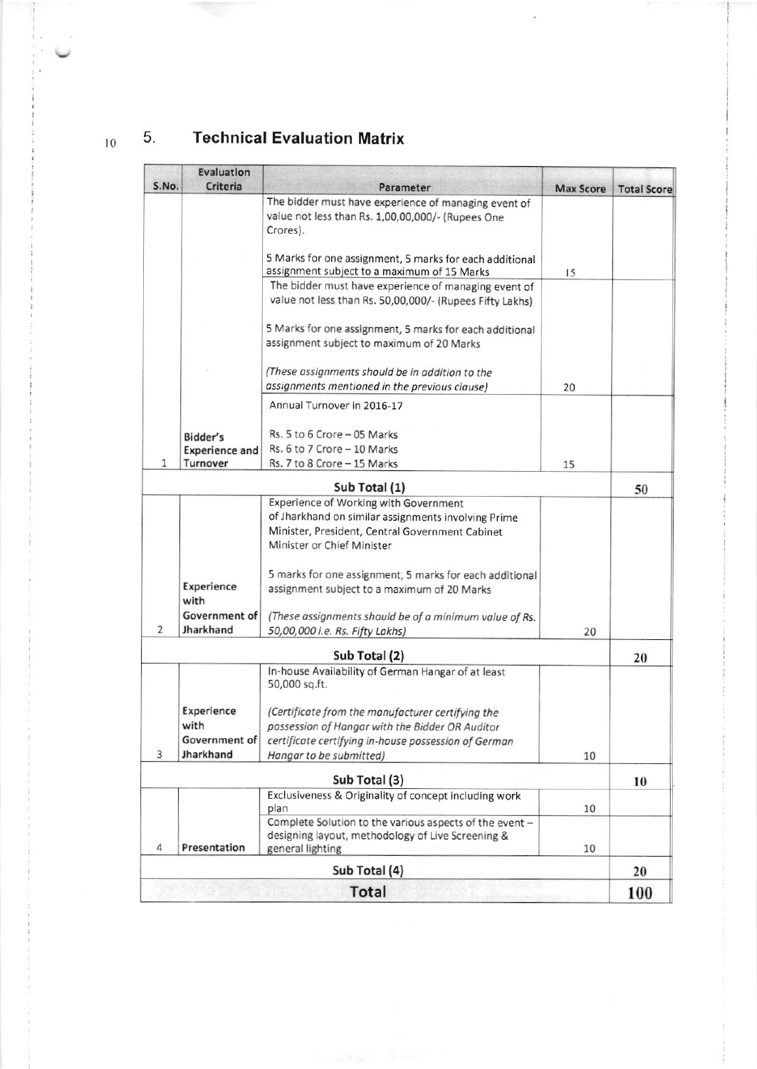## 5. Technical Evaluation Matrix

| S.No. | Evaluation Criteria | Parameter | Max Score | Total Score |
|---|---|---|---|---|
| 1 | Bidder's Experience and Turnover | The bidder must have experience of managing event of value not less than Rs. 1,00,00,000/- (Rupees One Crores).<br><br>5 Marks for one assignment, 5 marks for each additional assignment subject to a maximum of 15 Marks | 15 | |
| | | The bidder must have experience of managing event of value not less than Rs. 50,00,000/- (Rupees Fifty Lakhs)<br><br>5 Marks for one assignment, 5 marks for each additional assignment subject to maximum of 20 Marks<br><br>*(These assignments should be in addition to the assignments mentioned in the previous clause)* | 20 | |
| | | Annual Turnover in 2016-17<br><br>Rs. 5 to 6 Crore – 05 Marks<br>Rs. 6 to 7 Crore – 10 Marks<br>Rs. 7 to 8 Crore – 15 Marks | 15 | |
| | | **Sub Total (1)** | | **50** |
| 2 | Experience with Government of Jharkhand | Experience of Working with Government of Jharkhand on similar assignments involving Prime Minister, President, Central Government Cabinet Minister or Chief Minister<br><br>5 marks for one assignment, 5 marks for each additional assignment subject to a maximum of 20 Marks<br><br>*(These assignments should be of a minimum value of Rs. 50,00,000 i.e. Rs. Fifty Lakhs)* | 20 | |
| | | **Sub Total (2)** | | **20** |
| 3 | Experience with Government of Jharkhand | In-house Availability of German Hangar of at least 50,000 sq.ft.<br><br>*(Certificate from the manufacturer certifying the possession of Hangar with the Bidder OR Auditor certificate certifying in-house possession of German Hangar to be submitted)* | 10 | |
| | | **Sub Total (3)** | | **10** |
| 4 | Presentation | Exclusiveness & Originality of concept including work plan | 10 | |
| | | Complete Solution to the various aspects of the event – designing layout, methodology of Live Screening & general lighting | 10 | |
| | | **Sub Total (4)** | | **20** |
| | | **Total** | | **100** |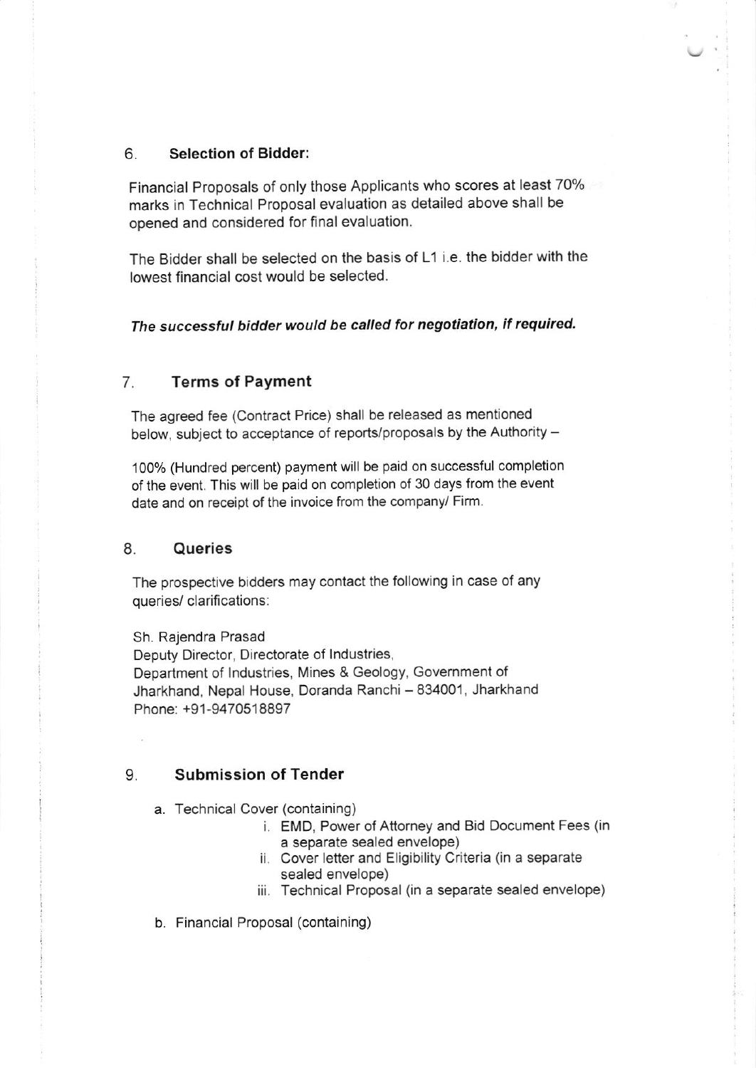## 6. Selection of Bidder:

Financial Proposals of only those Applicants who scores at least 70% marks in Technical Proposal evaluation as detailed above shall be opened and considered for final evaluation.

The Bidder shall be selected on the basis of L1 i.e. the bidder with the lowest financial cost would be selected.

***The successful bidder would be called for negotiation, if required.***

## 7. Terms of Payment

The agreed fee (Contract Price) shall be released as mentioned below, subject to acceptance of reports/proposals by the Authority –

100% (Hundred percent) payment will be paid on successful completion of the event. This will be paid on completion of 30 days from the event date and on receipt of the invoice from the company/ Firm.

## 8. Queries

The prospective bidders may contact the following in case of any queries/ clarifications:

Sh. Rajendra Prasad
Deputy Director, Directorate of Industries,
Department of Industries, Mines & Geology, Government of Jharkhand, Nepal House, Doranda Ranchi – 834001, Jharkhand
Phone: +91-9470518897

## 9. Submission of Tender

a. Technical Cover (containing)
   i. EMD, Power of Attorney and Bid Document Fees (in a separate sealed envelope)
   ii. Cover letter and Eligibility Criteria (in a separate sealed envelope)
   iii. Technical Proposal (in a separate sealed envelope)

b. Financial Proposal (containing)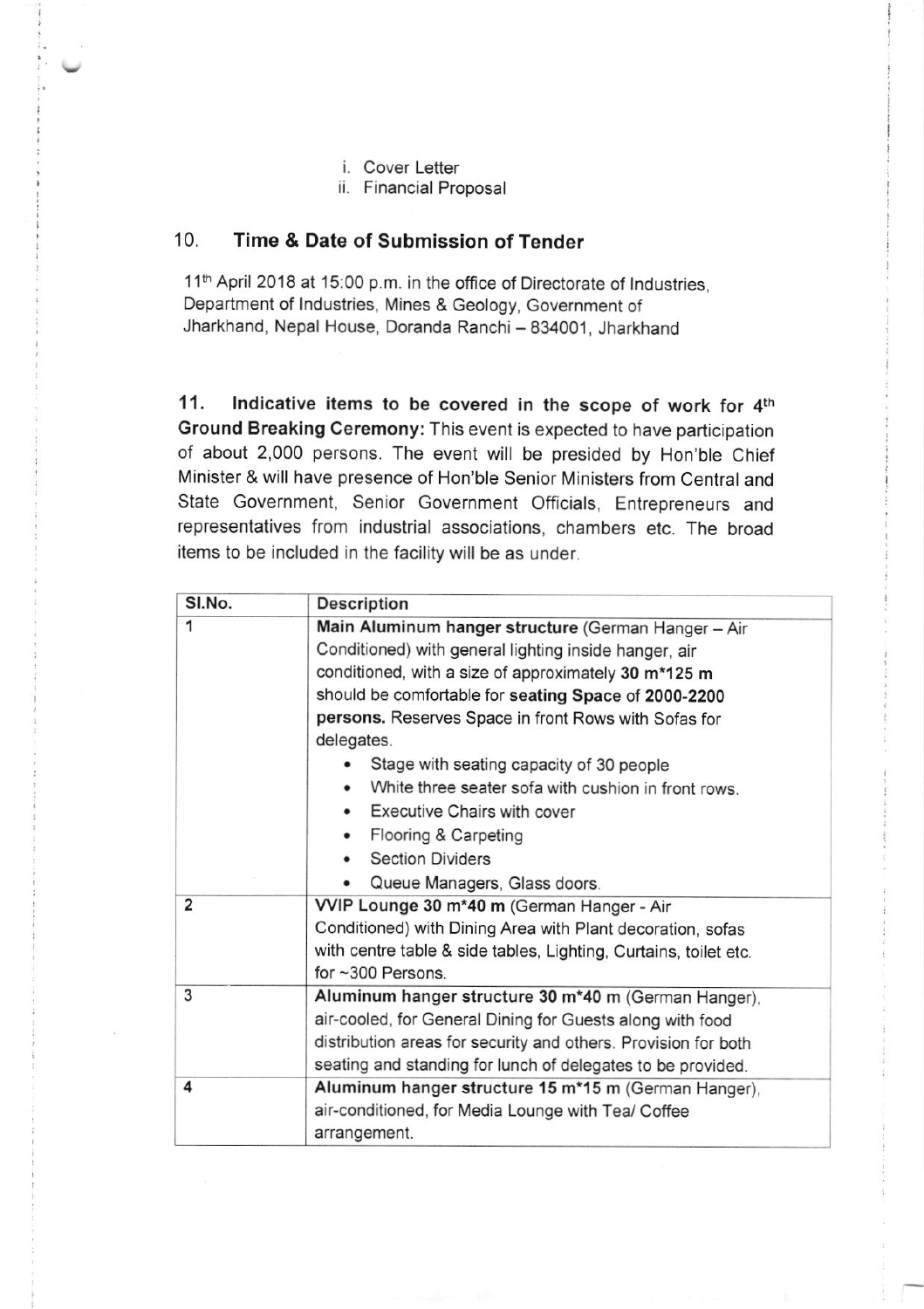i. Cover Letter
ii. Financial Proposal

## 10. Time & Date of Submission of Tender

11th April 2018 at 15:00 p.m. in the office of Directorate of Industries, Department of Industries, Mines & Geology, Government of Jharkhand, Nepal House, Doranda Ranchi – 834001, Jharkhand

**11. Indicative items to be covered in the scope of work for 4th Ground Breaking Ceremony:** This event is expected to have participation of about 2,000 persons. The event will be presided by Hon'ble Chief Minister & will have presence of Hon'ble Senior Ministers from Central and State Government, Senior Government Officials, Entrepreneurs and representatives from industrial associations, chambers etc. The broad items to be included in the facility will be as under.

| Sl.No. | Description |
|---|---|
| 1 | **Main Aluminum hanger structure** (German Hanger – Air Conditioned) with general lighting inside hanger, air conditioned, with a size of approximately **30 m*125 m** should be comfortable for **seating Space of 2000-2200 persons.** Reserves Space in front Rows with Sofas for delegates. <br>• Stage with seating capacity of 30 people <br>• White three seater sofa with cushion in front rows. <br>• Executive Chairs with cover <br>• Flooring & Carpeting <br>• Section Dividers <br>• Queue Managers, Glass doors. |
| 2 | **VVIP Lounge 30 m*40 m** (German Hanger - Air Conditioned) with Dining Area with Plant decoration, sofas with centre table & side tables, Lighting, Curtains, toilet etc. for ~300 Persons. |
| 3 | **Aluminum hanger structure 30 m*40 m** (German Hanger), air-cooled, for General Dining for Guests along with food distribution areas for security and others. Provision for both seating and standing for lunch of delegates to be provided. |
| 4 | **Aluminum hanger structure 15 m*15 m** (German Hanger), air-conditioned, for Media Lounge with Tea/ Coffee arrangement. |